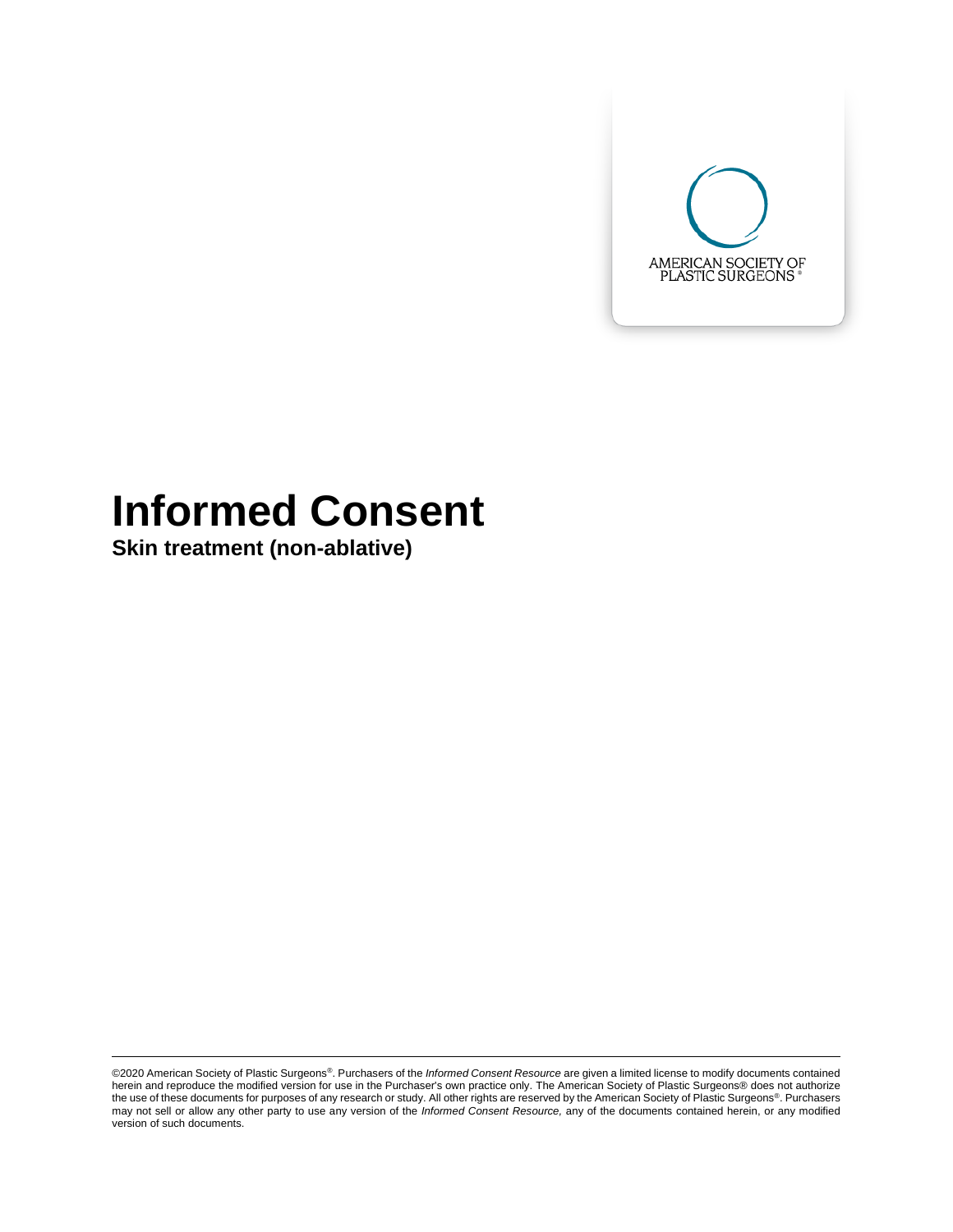AMERICAN SOCIETY OF PLASTIC SURGEONS®

# Informed Consent

**Skin treatment (non-ablative)**

---

©2020 American Society of Plastic Surgeons®. Purchasers of the *Informed Consent Resource* are given a limited license to modify documents contained herein and reproduce the modified version for use in the Purchaser's own practice only. The American Society of Plastic Surgeons® does not authorize the use of these documents for purposes of any research or study. All other rights are reserved by the American Society of Plastic Surgeons®. Purchasers may not sell or allow any other party to use any version of the *Informed Consent Resource,* any of the documents contained herein, or any modified version of such documents.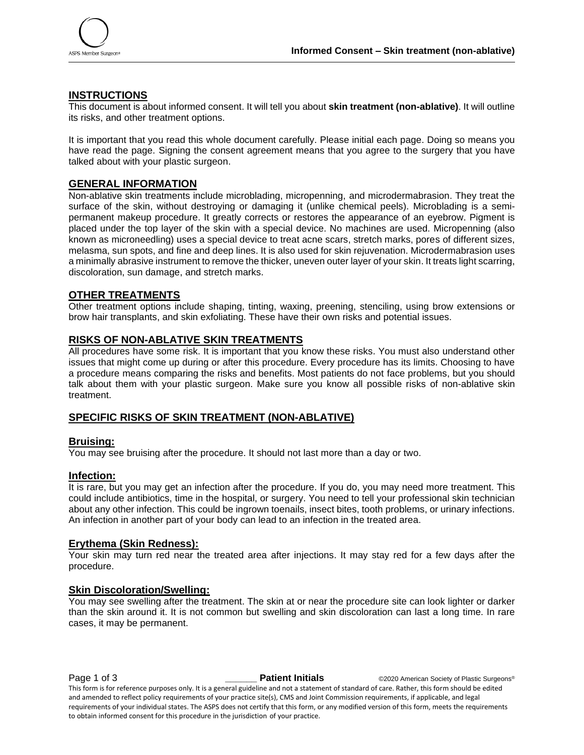## INSTRUCTIONS

This document is about informed consent. It will tell you about **skin treatment (non-ablative)**. It will outline its risks, and other treatment options.

It is important that you read this whole document carefully. Please initial each page. Doing so means you have read the page. Signing the consent agreement means that you agree to the surgery that you have talked about with your plastic surgeon.

## GENERAL INFORMATION

Non-ablative skin treatments include microblading, micropenning, and microdermabrasion. They treat the surface of the skin, without destroying or damaging it (unlike chemical peels). Microblading is a semi-permanent makeup procedure. It greatly corrects or restores the appearance of an eyebrow. Pigment is placed under the top layer of the skin with a special device. No machines are used. Micropenning (also known as microneedling) uses a special device to treat acne scars, stretch marks, pores of different sizes, melasma, sun spots, and fine and deep lines. It is also used for skin rejuvenation. Microdermabrasion uses a minimally abrasive instrument to remove the thicker, uneven outer layer of your skin. It treats light scarring, discoloration, sun damage, and stretch marks.

## OTHER TREATMENTS

Other treatment options include shaping, tinting, waxing, preening, stenciling, using brow extensions or brow hair transplants, and skin exfoliating. These have their own risks and potential issues.

## RISKS OF NON-ABLATIVE SKIN TREATMENTS

All procedures have some risk. It is important that you know these risks. You must also understand other issues that might come up during or after this procedure. Every procedure has its limits. Choosing to have a procedure means comparing the risks and benefits. Most patients do not face problems, but you should talk about them with your plastic surgeon. Make sure you know all possible risks of non-ablative skin treatment.

## SPECIFIC RISKS OF SKIN TREATMENT (NON-ABLATIVE)

### Bruising:

You may see bruising after the procedure. It should not last more than a day or two.

### Infection:

It is rare, but you may get an infection after the procedure. If you do, you may need more treatment. This could include antibiotics, time in the hospital, or surgery. You need to tell your professional skin technician about any other infection. This could be ingrown toenails, insect bites, tooth problems, or urinary infections. An infection in another part of your body can lead to an infection in the treated area.

### Erythema (Skin Redness):

Your skin may turn red near the treated area after injections. It may stay red for a few days after the procedure.

### Skin Discoloration/Swelling:

You may see swelling after the treatment. The skin at or near the procedure site can look lighter or darker than the skin around it. It is not common but swelling and skin discoloration can last a long time. In rare cases, it may be permanent.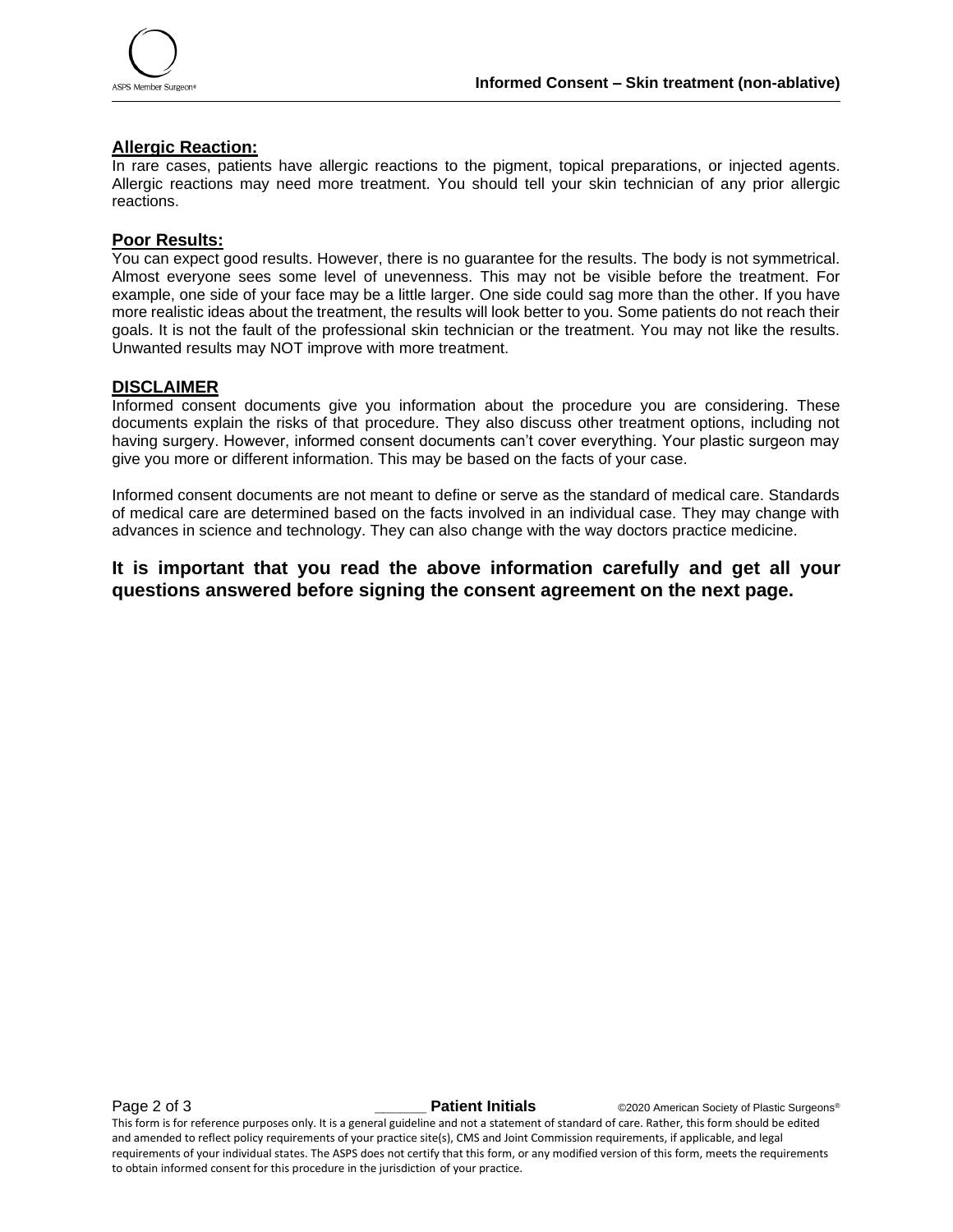**Allergic Reaction:**

In rare cases, patients have allergic reactions to the pigment, topical preparations, or injected agents. Allergic reactions may need more treatment. You should tell your skin technician of any prior allergic reactions.

**Poor Results:**

You can expect good results. However, there is no guarantee for the results. The body is not symmetrical. Almost everyone sees some level of unevenness. This may not be visible before the treatment. For example, one side of your face may be a little larger. One side could sag more than the other. If you have more realistic ideas about the treatment, the results will look better to you. Some patients do not reach their goals. It is not the fault of the professional skin technician or the treatment. You may not like the results. Unwanted results may NOT improve with more treatment.

**DISCLAIMER**

Informed consent documents give you information about the procedure you are considering. These documents explain the risks of that procedure. They also discuss other treatment options, including not having surgery. However, informed consent documents can't cover everything. Your plastic surgeon may give you more or different information. This may be based on the facts of your case.

Informed consent documents are not meant to define or serve as the standard of medical care. Standards of medical care are determined based on the facts involved in an individual case. They may change with advances in science and technology. They can also change with the way doctors practice medicine.

**It is important that you read the above information carefully and get all your questions answered before signing the consent agreement on the next page.**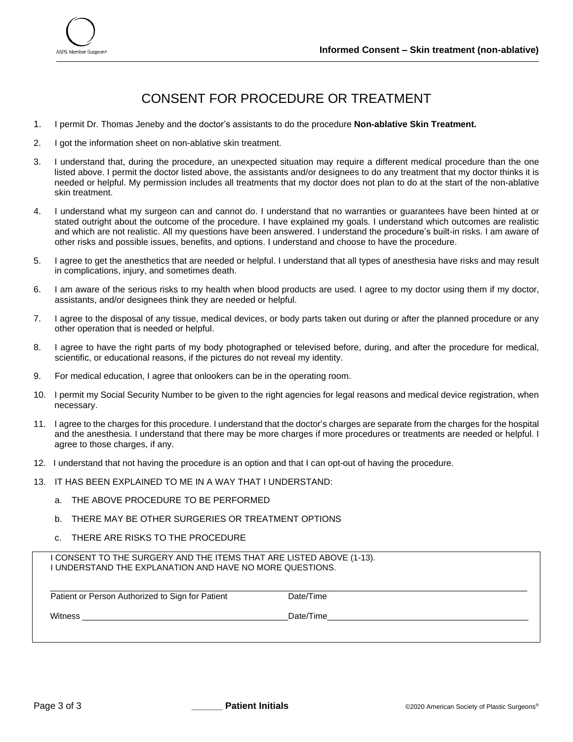# CONSENT FOR PROCEDURE OR TREATMENT

1. I permit Dr. Thomas Jeneby and the doctor's assistants to do the procedure **Non-ablative Skin Treatment.**

2. I got the information sheet on non-ablative skin treatment.

3. I understand that, during the procedure, an unexpected situation may require a different medical procedure than the one listed above. I permit the doctor listed above, the assistants and/or designees to do any treatment that my doctor thinks it is needed or helpful. My permission includes all treatments that my doctor does not plan to do at the start of the non-ablative skin treatment.

4. I understand what my surgeon can and cannot do. I understand that no warranties or guarantees have been hinted at or stated outright about the outcome of the procedure. I have explained my goals. I understand which outcomes are realistic and which are not realistic. All my questions have been answered. I understand the procedure's built-in risks. I am aware of other risks and possible issues, benefits, and options. I understand and choose to have the procedure.

5. I agree to get the anesthetics that are needed or helpful. I understand that all types of anesthesia have risks and may result in complications, injury, and sometimes death.

6. I am aware of the serious risks to my health when blood products are used. I agree to my doctor using them if my doctor, assistants, and/or designees think they are needed or helpful.

7. I agree to the disposal of any tissue, medical devices, or body parts taken out during or after the planned procedure or any other operation that is needed or helpful.

8. I agree to have the right parts of my body photographed or televised before, during, and after the procedure for medical, scientific, or educational reasons, if the pictures do not reveal my identity.

9. For medical education, I agree that onlookers can be in the operating room.

10. I permit my Social Security Number to be given to the right agencies for legal reasons and medical device registration, when necessary.

11. I agree to the charges for this procedure. I understand that the doctor's charges are separate from the charges for the hospital and the anesthesia. I understand that there may be more charges if more procedures or treatments are needed or helpful. I agree to those charges, if any.

12. I understand that not having the procedure is an option and that I can opt-out of having the procedure.

13. IT HAS BEEN EXPLAINED TO ME IN A WAY THAT I UNDERSTAND:

    a. THE ABOVE PROCEDURE TO BE PERFORMED

    b. THERE MAY BE OTHER SURGERIES OR TREATMENT OPTIONS

    c. THERE ARE RISKS TO THE PROCEDURE

I CONSENT TO THE SURGERY AND THE ITEMS THAT ARE LISTED ABOVE (1-13).
I UNDERSTAND THE EXPLANATION AND HAVE NO MORE QUESTIONS.

_______________________________________________________________________________________________

Patient or Person Authorized to Sign for Patient                Date/Time

Witness ____________________________________________Date/Time____________________________________________

______ **Patient Initials**